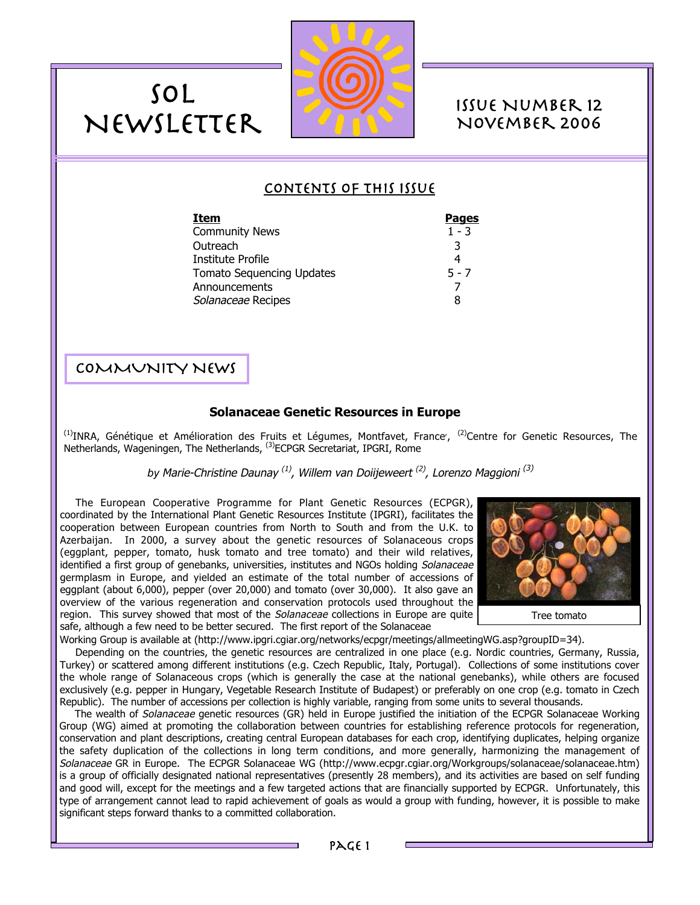# SOL NEWSLETTER

## ISSUE NUMBER 12
## NOVEMBER 2006

### CONTENTS OF THIS ISSUE

| Item | Pages |
|---|---|
| Community News | 1 - 3 |
| Outreach | 3 |
| Institute Profile | 4 |
| Tomato Sequencing Updates | 5 - 7 |
| Announcements | 7 |
| *Solanaceae* Recipes | 8 |

## COMMUNITY NEWS

### Solanaceae Genetic Resources in Europe

[1]INRA, Génétique et Amélioration des Fruits et Légumes, Montfavet, France, [2]Centre for Genetic Resources, The Netherlands, Wageningen, The Netherlands, [3]ECPGR Secretariat, IPGRI, Rome

*by Marie-Christine Daunay [1], Willem van Dooijeweert [2], Lorenzo Maggioni [3]*

The European Cooperative Programme for Plant Genetic Resources (ECPGR), coordinated by the International Plant Genetic Resources Institute (IPGRI), facilitates the cooperation between European countries from North to South and from the U.K. to Azerbaijan. In 2000, a survey about the genetic resources of Solanaceous crops (eggplant, pepper, tomato, husk tomato and tree tomato) and their wild relatives, identified a first group of genebanks, universities, institutes and NGOs holding *Solanaceae* germplasm in Europe, and yielded an estimate of the total number of accessions of eggplant (about 6,000), pepper (over 20,000) and tomato (over 30,000). It also gave an overview of the various regeneration and conservation protocols used throughout the region. This survey showed that most of the *Solanaceae* collections in Europe are quite safe, although a few need to be better secured. The first report of the Solanaceae Working Group is available at (http://www.ipgri.cgiar.org/networks/ecpgr/meetings/allmeetingWG.asp?groupID=34).

Tree tomato

Depending on the countries, the genetic resources are centralized in one place (e.g. Nordic countries, Germany, Russia, Turkey) or scattered among different institutions (e.g. Czech Republic, Italy, Portugal). Collections of some institutions cover the whole range of Solanaceous crops (which is generally the case at the national genebanks), while others are focused exclusively (e.g. pepper in Hungary, Vegetable Research Institute of Budapest) or preferably on one crop (e.g. tomato in Czech Republic). The number of accessions per collection is highly variable, ranging from some units to several thousands.

The wealth of *Solanaceae* genetic resources (GR) held in Europe justified the initiation of the ECPGR Solanaceae Working Group (WG) aimed at promoting the collaboration between countries for establishing reference protocols for regeneration, conservation and plant descriptions, creating central European databases for each crop, identifying duplicates, helping organize the safety duplication of the collections in long term conditions, and more generally, harmonizing the management of *Solanaceae* GR in Europe. The ECPGR Solanaceae WG (http://www.ecpgr.cgiar.org/Workgroups/solanaceae/solanaceae.htm) is a group of officially designated national representatives (presently 28 members), and its activities are based on self funding and good will, except for the meetings and a few targeted actions that are financially supported by ECPGR. Unfortunately, this type of arrangement cannot lead to rapid achievement of goals as would a group with funding, however, it is possible to make significant steps forward thanks to a committed collaboration.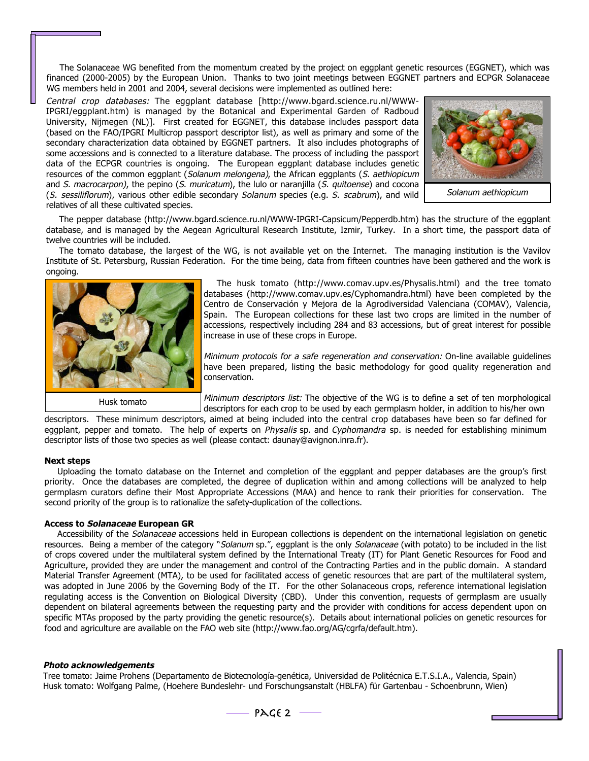The Solanaceae WG benefited from the momentum created by the project on eggplant genetic resources (EGGNET), which was financed (2000-2005) by the European Union. Thanks to two joint meetings between EGGNET partners and ECPGR Solanaceae WG members held in 2001 and 2004, several decisions were implemented as outlined here:

*Central crop databases:* The eggplant database [http://www.bgard.science.ru.nl/WWW-IPGRI/eggplant.htm) is managed by the Botanical and Experimental Garden of Radboud University, Nijmegen (NL)]. First created for EGGNET, this database includes passport data (based on the FAO/IPGRI Multicrop passport descriptor list), as well as primary and some of the secondary characterization data obtained by EGGNET partners. It also includes photographs of some accessions and is connected to a literature database. The process of including the passport data of the ECPGR countries is ongoing. The European eggplant database includes genetic resources of the common eggplant (*Solanum melongena),* the African eggplants (*S. aethiopicum* and *S. macrocarpon),* the pepino (*S. muricatum*), the lulo or naranjilla (*S. quitoense*) and cocona (*S. sessiliflorum*), various other edible secondary *Solanum* species (e.g. *S. scabrum*), and wild relatives of all these cultivated species.

*Solanum aethiopicum*

The pepper database (http://www.bgard.science.ru.nl/WWW-IPGRI-Capsicum/Pepperdb.htm) has the structure of the eggplant database, and is managed by the Aegean Agricultural Research Institute, Izmir, Turkey. In a short time, the passport data of twelve countries will be included.

The tomato database, the largest of the WG, is not available yet on the Internet. The managing institution is the Vavilov Institute of St. Petersburg, Russian Federation. For the time being, data from fifteen countries have been gathered and the work is ongoing.

The husk tomato (http://www.comav.upv.es/Physalis.html) and the tree tomato databases (http://www.comav.upv.es/Cyphomandra.html) have been completed by the Centro de Conservación y Mejora de la Agrodiversidad Valenciana (COMAV), Valencia, Spain. The European collections for these last two crops are limited in the number of accessions, respectively including 284 and 83 accessions, but of great interest for possible increase in use of these crops in Europe.

Husk tomato

*Minimum protocols for a safe regeneration and conservation:* On-line available guidelines have been prepared, listing the basic methodology for good quality regeneration and conservation.

*Minimum descriptors list:* The objective of the WG is to define a set of ten morphological descriptors for each crop to be used by each germplasm holder, in addition to his/her own descriptors. These minimum descriptors, aimed at being included into the central crop databases have been so far defined for eggplant, pepper and tomato. The help of experts on *Physalis* sp. and *Cyphomandra* sp. is needed for establishing minimum descriptor lists of those two species as well (please contact: daunay@avignon.inra.fr).

**Next steps**

Uploading the tomato database on the Internet and completion of the eggplant and pepper databases are the group's first priority. Once the databases are completed, the degree of duplication within and among collections will be analyzed to help germplasm curators define their Most Appropriate Accessions (MAA) and hence to rank their priorities for conservation. The second priority of the group is to rationalize the safety-duplication of the collections.

**Access to *Solanaceae* European GR**

Accessibility of the *Solanaceae* accessions held in European collections is dependent on the international legislation on genetic resources. Being a member of the category "*Solanum* sp.", eggplant is the only *Solanaceae* (with potato) to be included in the list of crops covered under the multilateral system defined by the International Treaty (IT) for Plant Genetic Resources for Food and Agriculture, provided they are under the management and control of the Contracting Parties and in the public domain. A standard Material Transfer Agreement (MTA), to be used for facilitated access of genetic resources that are part of the multilateral system, was adopted in June 2006 by the Governing Body of the IT. For the other Solanaceous crops, reference international legislation regulating access is the Convention on Biological Diversity (CBD). Under this convention, requests of germplasm are usually dependent on bilateral agreements between the requesting party and the provider with conditions for access dependent upon on specific MTAs proposed by the party providing the genetic resource(s). Details about international policies on genetic resources for food and agriculture are available on the FAO web site (http://www.fao.org/AG/cgrfa/default.htm).

***Photo acknowledgements***

Tree tomato: Jaime Prohens (Departamento de Biotecnología-genética, Universidad de Politécnica E.T.S.I.A., Valencia, Spain)
Husk tomato: Wolfgang Palme, (Hoehere Bundeslehr- und Forschungsanstalt (HBLFA) für Gartenbau - Schoenbrunn, Wien)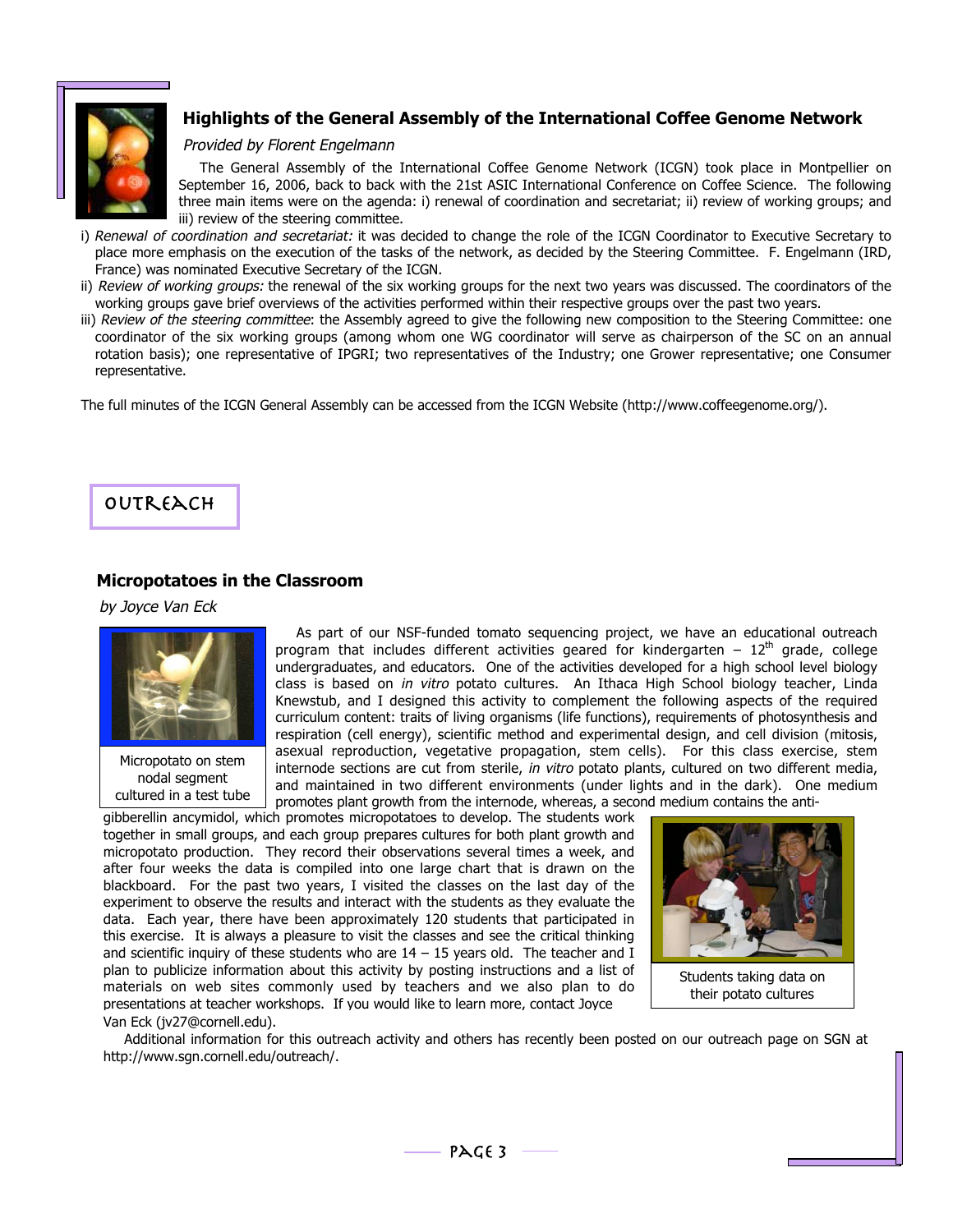## Highlights of the General Assembly of the International Coffee Genome Network

*Provided by Florent Engelmann*

The General Assembly of the International Coffee Genome Network (ICGN) took place in Montpellier on September 16, 2006, back to back with the 21st ASIC International Conference on Coffee Science. The following three main items were on the agenda: i) renewal of coordination and secretariat; ii) review of working groups; and iii) review of the steering committee.

i) *Renewal of coordination and secretariat:* it was decided to change the role of the ICGN Coordinator to Executive Secretary to place more emphasis on the execution of the tasks of the network, as decided by the Steering Committee. F. Engelmann (IRD, France) was nominated Executive Secretary of the ICGN.

ii) *Review of working groups:* the renewal of the six working groups for the next two years was discussed. The coordinators of the working groups gave brief overviews of the activities performed within their respective groups over the past two years.

iii) *Review of the steering committee*: the Assembly agreed to give the following new composition to the Steering Committee: one coordinator of the six working groups (among whom one WG coordinator will serve as chairperson of the SC on an annual rotation basis); one representative of IPGRI; two representatives of the Industry; one Grower representative; one Consumer representative.

The full minutes of the ICGN General Assembly can be accessed from the ICGN Website (http://www.coffeegenome.org/).

# OUTREACH

### Micropotatoes in the Classroom

*by Joyce Van Eck*

Micropotato on stem nodal segment cultured in a test tube

As part of our NSF-funded tomato sequencing project, we have an educational outreach program that includes different activities geared for kindergarten – 12th grade, college undergraduates, and educators. One of the activities developed for a high school level biology class is based on *in vitro* potato cultures. An Ithaca High School biology teacher, Linda Knewstub, and I designed this activity to complement the following aspects of the required curriculum content: traits of living organisms (life functions), requirements of photosynthesis and respiration (cell energy), scientific method and experimental design, and cell division (mitosis, asexual reproduction, vegetative propagation, stem cells). For this class exercise, stem internode sections are cut from sterile, *in vitro* potato plants, cultured on two different media, and maintained in two different environments (under lights and in the dark). One medium promotes plant growth from the internode, whereas, a second medium contains the anti-gibberellin ancymidol, which promotes micropotatoes to develop. The students work together in small groups, and each group prepares cultures for both plant growth and micropotato production. They record their observations several times a week, and after four weeks the data is compiled into one large chart that is drawn on the blackboard. For the past two years, I visited the classes on the last day of the experiment to observe the results and interact with the students as they evaluate the data. Each year, there have been approximately 120 students that participated in this exercise. It is always a pleasure to visit the classes and see the critical thinking and scientific inquiry of these students who are 14 – 15 years old. The teacher and I plan to publicize information about this activity by posting instructions and a list of materials on web sites commonly used by teachers and we also plan to do presentations at teacher workshops. If you would like to learn more, contact Joyce Van Eck (jv27@cornell.edu).

Students taking data on their potato cultures

Additional information for this outreach activity and others has recently been posted on our outreach page on SGN at http://www.sgn.cornell.edu/outreach/.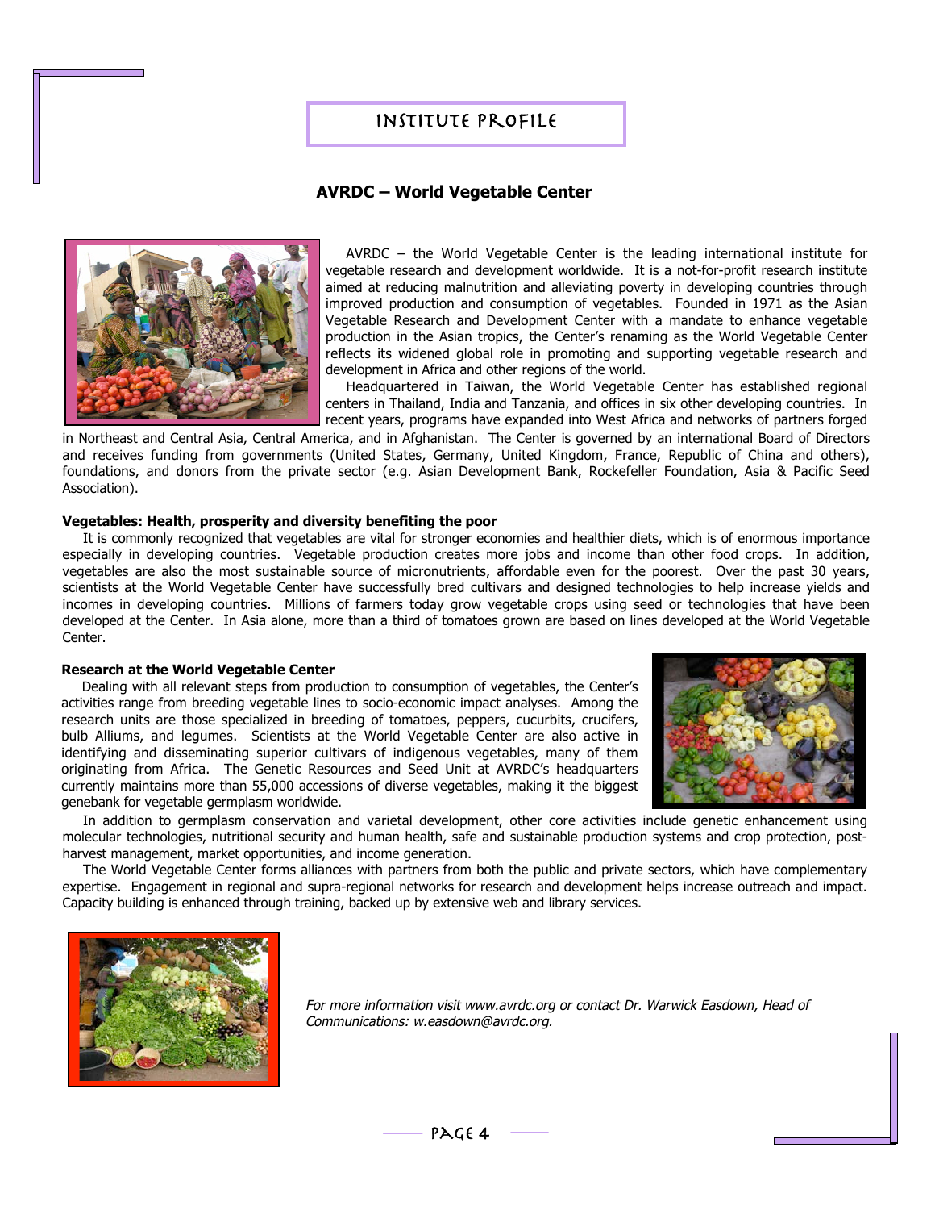# INSTITUTE PROFILE

## AVRDC – World Vegetable Center

AVRDC – the World Vegetable Center is the leading international institute for vegetable research and development worldwide. It is a not-for-profit research institute aimed at reducing malnutrition and alleviating poverty in developing countries through improved production and consumption of vegetables. Founded in 1971 as the Asian Vegetable Research and Development Center with a mandate to enhance vegetable production in the Asian tropics, the Center's renaming as the World Vegetable Center reflects its widened global role in promoting and supporting vegetable research and development in Africa and other regions of the world.

Headquartered in Taiwan, the World Vegetable Center has established regional centers in Thailand, India and Tanzania, and offices in six other developing countries. In recent years, programs have expanded into West Africa and networks of partners forged in Northeast and Central Asia, Central America, and in Afghanistan. The Center is governed by an international Board of Directors and receives funding from governments (United States, Germany, United Kingdom, France, Republic of China and others), foundations, and donors from the private sector (e.g. Asian Development Bank, Rockefeller Foundation, Asia & Pacific Seed Association).

**Vegetables: Health, prosperity and diversity benefiting the poor**

It is commonly recognized that vegetables are vital for stronger economies and healthier diets, which is of enormous importance especially in developing countries. Vegetable production creates more jobs and income than other food crops. In addition, vegetables are also the most sustainable source of micronutrients, affordable even for the poorest. Over the past 30 years, scientists at the World Vegetable Center have successfully bred cultivars and designed technologies to help increase yields and incomes in developing countries. Millions of farmers today grow vegetable crops using seed or technologies that have been developed at the Center. In Asia alone, more than a third of tomatoes grown are based on lines developed at the World Vegetable Center.

**Research at the World Vegetable Center**

Dealing with all relevant steps from production to consumption of vegetables, the Center's activities range from breeding vegetable lines to socio-economic impact analyses. Among the research units are those specialized in breeding of tomatoes, peppers, cucurbits, crucifers, bulb Alliums, and legumes. Scientists at the World Vegetable Center are also active in identifying and disseminating superior cultivars of indigenous vegetables, many of them originating from Africa. The Genetic Resources and Seed Unit at AVRDC's headquarters currently maintains more than 55,000 accessions of diverse vegetables, making it the biggest genebank for vegetable germplasm worldwide.

In addition to germplasm conservation and varietal development, other core activities include genetic enhancement using molecular technologies, nutritional security and human health, safe and sustainable production systems and crop protection, post-harvest management, market opportunities, and income generation.

The World Vegetable Center forms alliances with partners from both the public and private sectors, which have complementary expertise. Engagement in regional and supra-regional networks for research and development helps increase outreach and impact. Capacity building is enhanced through training, backed up by extensive web and library services.

*For more information visit www.avrdc.org or contact Dr. Warwick Easdown, Head of Communications: w.easdown@avrdc.org.*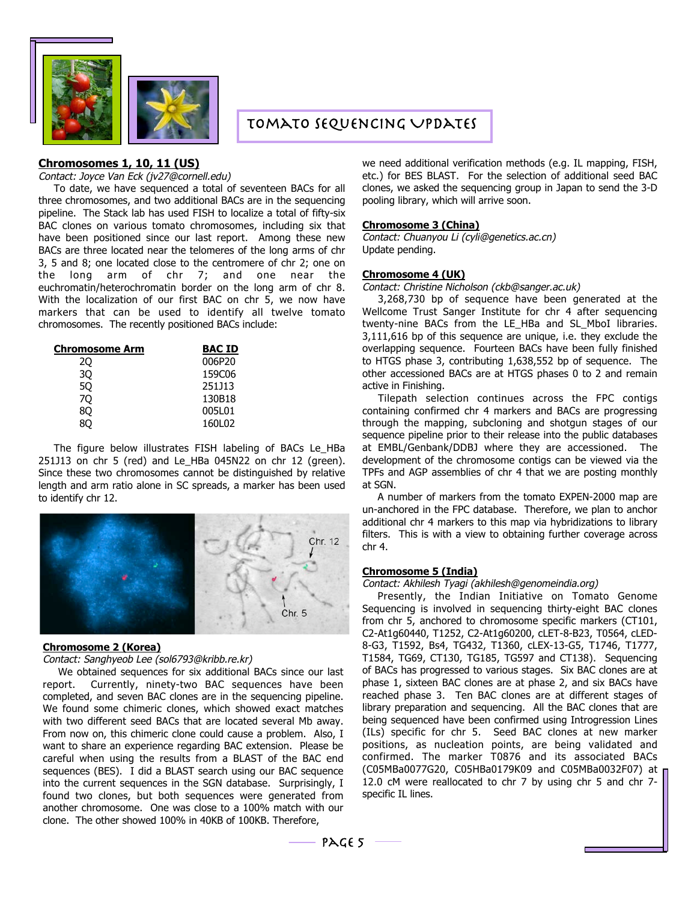# Tomato Sequencing Updates

### Chromosomes 1, 10, 11 (US)

*Contact: Joyce Van Eck (jv27@cornell.edu)*

To date, we have sequenced a total of seventeen BACs for all three chromosomes, and two additional BACs are in the sequencing pipeline. The Stack lab has used FISH to localize a total of fifty-six BAC clones on various tomato chromosomes, including six that have been positioned since our last report. Among these new BACs are three located near the telomeres of the long arms of chr 3, 5 and 8; one located close to the centromere of chr 2; one on the long arm of chr 7; and one near the euchromatin/heterochromatin border on the long arm of chr 8. With the localization of our first BAC on chr 5, we now have markers that can be used to identify all twelve tomato chromosomes. The recently positioned BACs include:

| Chromosome Arm | BAC ID |
|---|---|
| 2Q | 006P20 |
| 3Q | 159C06 |
| 5Q | 251J13 |
| 7Q | 130B18 |
| 8Q | 005L01 |
| 8Q | 160L02 |

The figure below illustrates FISH labeling of BACs Le_HBa 251J13 on chr 5 (red) and Le_HBa 045N22 on chr 12 (green). Since these two chromosomes cannot be distinguished by relative length and arm ratio alone in SC spreads, a marker has been used to identify chr 12.

### Chromosome 2 (Korea)

*Contact: Sanghyeob Lee (sol6793@kribb.re.kr)*

We obtained sequences for six additional BACs since our last report. Currently, ninety-two BAC sequences have been completed, and seven BAC clones are in the sequencing pipeline. We found some chimeric clones, which showed exact matches with two different seed BACs that are located several Mb away. From now on, this chimeric clone could cause a problem. Also, I want to share an experience regarding BAC extension. Please be careful when using the results from a BLAST of the BAC end sequences (BES). I did a BLAST search using our BAC sequence into the current sequences in the SGN database. Surprisingly, I found two clones, but both sequences were generated from another chromosome. One was close to a 100% match with our clone. The other showed 100% in 40KB of 100KB. Therefore, we need additional verification methods (e.g. IL mapping, FISH, etc.) for BES BLAST. For the selection of additional seed BAC clones, we asked the sequencing group in Japan to send the 3-D pooling library, which will arrive soon.

### Chromosome 3 (China)

*Contact: Chuanyou Li (cyli@genetics.ac.cn)*

Update pending.

### Chromosome 4 (UK)

*Contact: Christine Nicholson (ckb@sanger.ac.uk)*

3,268,730 bp of sequence have been generated at the Wellcome Trust Sanger Institute for chr 4 after sequencing twenty-nine BACs from the LE_HBa and SL_MboI libraries. 3,111,616 bp of this sequence are unique, i.e. they exclude the overlapping sequence. Fourteen BACs have been fully finished to HTGS phase 3, contributing 1,638,552 bp of sequence. The other accessioned BACs are at HTGS phases 0 to 2 and remain active in Finishing.

Tilepath selection continues across the FPC contigs containing confirmed chr 4 markers and BACs are progressing through the mapping, subcloning and shotgun stages of our sequence pipeline prior to their release into the public databases at EMBL/Genbank/DDBJ where they are accessioned. The development of the chromosome contigs can be viewed via the TPFs and AGP assemblies of chr 4 that we are posting monthly at SGN.

A number of markers from the tomato EXPEN-2000 map are un-anchored in the FPC database. Therefore, we plan to anchor additional chr 4 markers to this map via hybridizations to library filters. This is with a view to obtaining further coverage across chr 4.

### Chromosome 5 (India)

*Contact: Akhilesh Tyagi (akhilesh@genomeindia.org)*

Presently, the Indian Initiative on Tomato Genome Sequencing is involved in sequencing thirty-eight BAC clones from chr 5, anchored to chromosome specific markers (CT101, C2-At1g60440, T1252, C2-At1g60200, cLET-8-B23, T0564, cLED-8-G3, T1592, Bs4, TG432, T1360, cLEX-13-G5, T1746, T1777, T1584, TG69, CT130, TG185, TG597 and CT138). Sequencing of BACs has progressed to various stages. Six BAC clones are at phase 1, sixteen BAC clones are at phase 2, and six BACs have reached phase 3. Ten BAC clones are at different stages of library preparation and sequencing. All the BAC clones that are being sequenced have been confirmed using Introgression Lines (ILs) specific for chr 5. Seed BAC clones at new marker positions, as nucleation points, are being validated and confirmed. The marker T0876 and its associated BACs (C05MBa0077G20, C05HBa0179K09 and C05MBa0032F07) at 12.0 cM were reallocated to chr 7 by using chr 5 and chr 7-specific IL lines.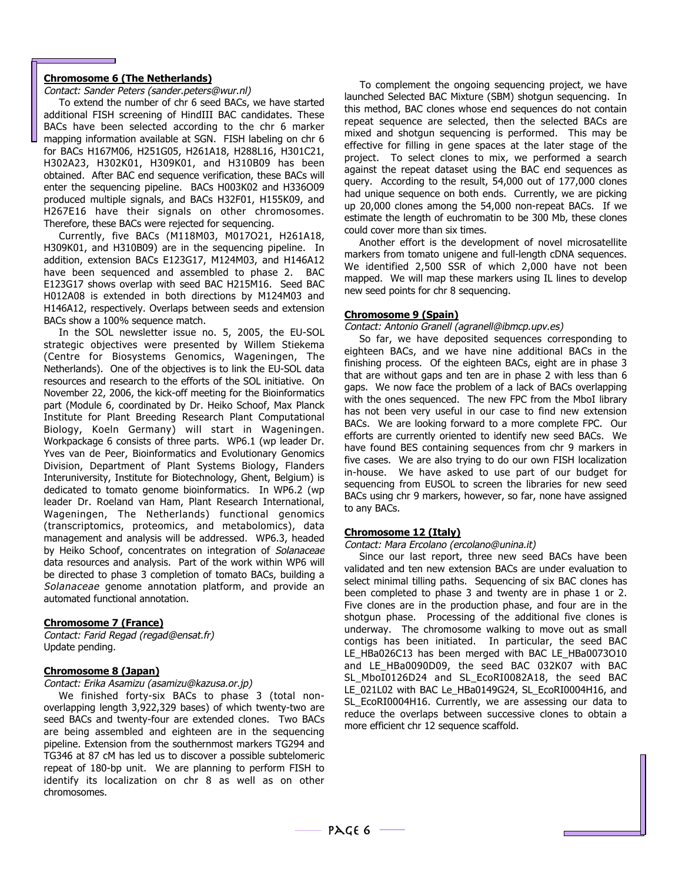**Chromosome 6 (The Netherlands)**

*Contact: Sander Peters (sander.peters@wur.nl)*

To extend the number of chr 6 seed BACs, we have started additional FISH screening of HindIII BAC candidates. These BACs have been selected according to the chr 6 marker mapping information available at SGN. FISH labeling on chr 6 for BACs H167M06, H251G05, H261A18, H288L16, H301C21, H302A23, H302K01, H309K01, and H310B09 has been obtained. After BAC end sequence verification, these BACs will enter the sequencing pipeline. BACs H003K02 and H336O09 produced multiple signals, and BACs H32F01, H155K09, and H267E16 have their signals on other chromosomes. Therefore, these BACs were rejected for sequencing.

Currently, five BACs (M118M03, M017O21, H261A18, H309K01, and H310B09) are in the sequencing pipeline. In addition, extension BACs E123G17, M124M03, and H146A12 have been sequenced and assembled to phase 2. BAC E123G17 shows overlap with seed BAC H215M16. Seed BAC H012A08 is extended in both directions by M124M03 and H146A12, respectively. Overlaps between seeds and extension BACs show a 100% sequence match.

In the SOL newsletter issue no. 5, 2005, the EU-SOL strategic objectives were presented by Willem Stiekema (Centre for Biosystems Genomics, Wageningen, The Netherlands). One of the objectives is to link the EU-SOL data resources and research to the efforts of the SOL initiative. On November 22, 2006, the kick-off meeting for the Bioinformatics part (Module 6, coordinated by Dr. Heiko Schoof, Max Planck Institute for Plant Breeding Research Plant Computational Biology, Koeln Germany) will start in Wageningen. Workpackage 6 consists of three parts. WP6.1 (wp leader Dr. Yves van de Peer, Bioinformatics and Evolutionary Genomics Division, Department of Plant Systems Biology, Flanders Interuniversity, Institute for Biotechnology, Ghent, Belgium) is dedicated to tomato genome bioinformatics. In WP6.2 (wp leader Dr. Roeland van Ham, Plant Research International, Wageningen, The Netherlands) functional genomics (transcriptomics, proteomics, and metabolomics), data management and analysis will be addressed. WP6.3, headed by Heiko Schoof, concentrates on integration of *Solanaceae* data resources and analysis. Part of the work within WP6 will be directed to phase 3 completion of tomato BACs, building a *Solanaceae* genome annotation platform, and provide an automated functional annotation.

**Chromosome 7 (France)**

*Contact: Farid Regad (regad@ensat.fr)*

Update pending.

**Chromosome 8 (Japan)**

*Contact: Erika Asamizu (asamizu@kazusa.or.jp)*

We finished forty-six BACs to phase 3 (total non-overlapping length 3,922,329 bases) of which twenty-two are seed BACs and twenty-four are extended clones. Two BACs are being assembled and eighteen are in the sequencing pipeline. Extension from the southernmost markers TG294 and TG346 at 87 cM has led us to discover a possible subtelomeric repeat of 180-bp unit. We are planning to perform FISH to identify its localization on chr 8 as well as on other chromosomes.

To complement the ongoing sequencing project, we have launched Selected BAC Mixture (SBM) shotgun sequencing. In this method, BAC clones whose end sequences do not contain repeat sequence are selected, then the selected BACs are mixed and shotgun sequencing is performed. This may be effective for filling in gene spaces at the later stage of the project. To select clones to mix, we performed a search against the repeat dataset using the BAC end sequences as query. According to the result, 54,000 out of 177,000 clones had unique sequence on both ends. Currently, we are picking up 20,000 clones among the 54,000 non-repeat BACs. If we estimate the length of euchromatin to be 300 Mb, these clones could cover more than six times.

Another effort is the development of novel microsatellite markers from tomato unigene and full-length cDNA sequences. We identified 2,500 SSR of which 2,000 have not been mapped. We will map these markers using IL lines to develop new seed points for chr 8 sequencing.

**Chromosome 9 (Spain)**

*Contact: Antonio Granell (agranell@ibmcp.upv.es)*

So far, we have deposited sequences corresponding to eighteen BACs, and we have nine additional BACs in the finishing process. Of the eighteen BACs, eight are in phase 3 that are without gaps and ten are in phase 2 with less than 6 gaps. We now face the problem of a lack of BACs overlapping with the ones sequenced. The new FPC from the MboI library has not been very useful in our case to find new extension BACs. We are looking forward to a more complete FPC. Our efforts are currently oriented to identify new seed BACs. We have found BES containing sequences from chr 9 markers in five cases. We are also trying to do our own FISH localization in-house. We have asked to use part of our budget for sequencing from EUSOL to screen the libraries for new seed BACs using chr 9 markers, however, so far, none have assigned to any BACs.

**Chromosome 12 (Italy)**

*Contact: Mara Ercolano (ercolano@unina.it)*

Since our last report, three new seed BACs have been validated and ten new extension BACs are under evaluation to select minimal tilling paths. Sequencing of six BAC clones has been completed to phase 3 and twenty are in phase 1 or 2. Five clones are in the production phase, and four are in the shotgun phase. Processing of the additional five clones is underway. The chromosome walking to move out as small contigs has been initiated. In particular, the seed BAC LE_HBa026C13 has been merged with BAC LE_HBa0073O10 and LE_HBa0090D09, the seed BAC 032K07 with BAC SL_MboI0126D24 and SL_EcoRI0082A18, the seed BAC LE_021L02 with BAC Le_HBa0149G24, SL_EcoRI0004H16, and SL_EcoRI0004H16. Currently, we are assessing our data to reduce the overlaps between successive clones to obtain a more efficient chr 12 sequence scaffold.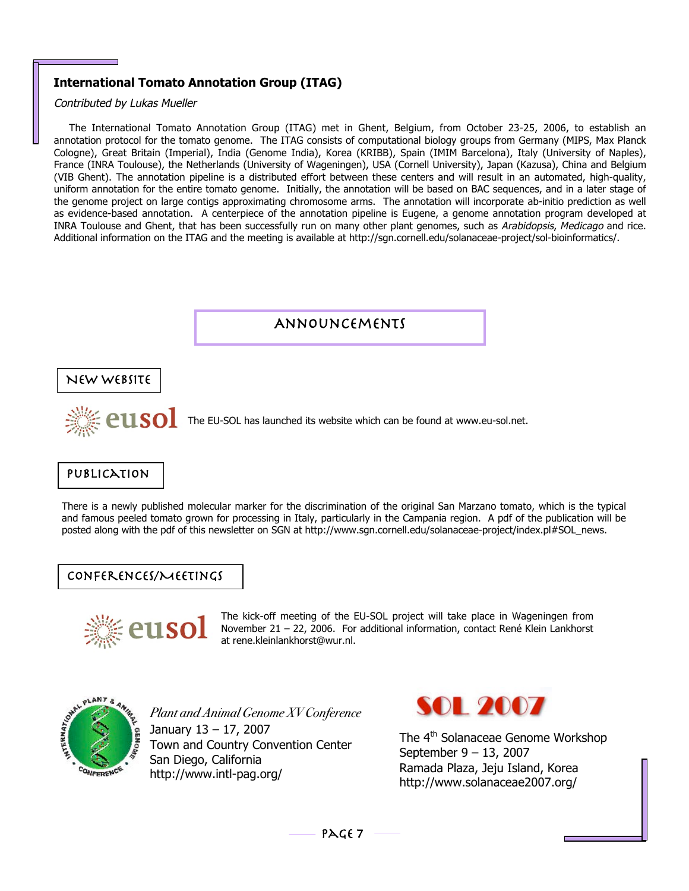## International Tomato Annotation Group (ITAG)

*Contributed by Lukas Mueller*

The International Tomato Annotation Group (ITAG) met in Ghent, Belgium, from October 23-25, 2006, to establish an annotation protocol for the tomato genome. The ITAG consists of computational biology groups from Germany (MIPS, Max Planck Cologne), Great Britain (Imperial), India (Genome India), Korea (KRIBB), Spain (IMIM Barcelona), Italy (University of Naples), France (INRA Toulouse), the Netherlands (University of Wageningen), USA (Cornell University), Japan (Kazusa), China and Belgium (VIB Ghent). The annotation pipeline is a distributed effort between these centers and will result in an automated, high-quality, uniform annotation for the entire tomato genome. Initially, the annotation will be based on BAC sequences, and in a later stage of the genome project on large contigs approximating chromosome arms. The annotation will incorporate ab-initio prediction as well as evidence-based annotation. A centerpiece of the annotation pipeline is Eugene, a genome annotation program developed at INRA Toulouse and Ghent, that has been successfully run on many other plant genomes, such as *Arabidopsis*, *Medicago* and rice. Additional information on the ITAG and the meeting is available at http://sgn.cornell.edu/solanaceae-project/sol-bioinformatics/.

# ANNOUNCEMENTS

### NEW WEBSITE

eusol The EU-SOL has launched its website which can be found at www.eu-sol.net.

### PUBLICATION

There is a newly published molecular marker for the discrimination of the original San Marzano tomato, which is the typical and famous peeled tomato grown for processing in Italy, particularly in the Campania region. A pdf of the publication will be posted along with the pdf of this newsletter on SGN at http://www.sgn.cornell.edu/solanaceae-project/index.pl#SOL_news.

### CONFERENCES/MEETINGS

eusol The kick-off meeting of the EU-SOL project will take place in Wageningen from November 21 – 22, 2006. For additional information, contact René Klein Lankhorst at rene.kleinlankhorst@wur.nl.

*Plant and Animal Genome XV Conference*
January 13 – 17, 2007
Town and Country Convention Center
San Diego, California
http://www.intl-pag.org/

**SOL 2007**
The 4th Solanaceae Genome Workshop
September 9 – 13, 2007
Ramada Plaza, Jeju Island, Korea
http://www.solanaceae2007.org/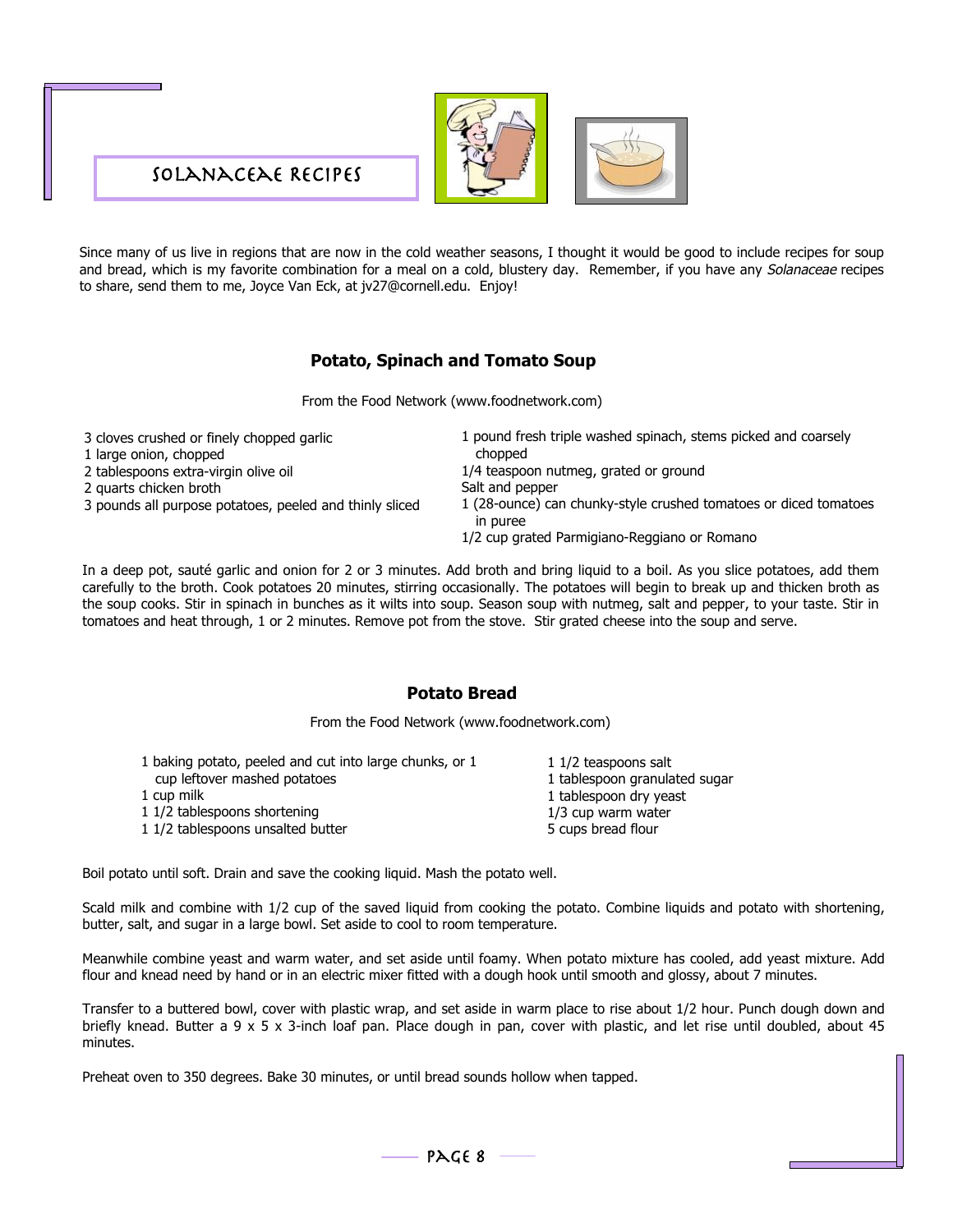## Solanaceae Recipes

Since many of us live in regions that are now in the cold weather seasons, I thought it would be good to include recipes for soup and bread, which is my favorite combination for a meal on a cold, blustery day. Remember, if you have any *Solanaceae* recipes to share, send them to me, Joyce Van Eck, at jv27@cornell.edu. Enjoy!

### Potato, Spinach and Tomato Soup

From the Food Network (www.foodnetwork.com)

- 3 cloves crushed or finely chopped garlic
- 1 large onion, chopped
- 2 tablespoons extra-virgin olive oil
- 2 quarts chicken broth
- 3 pounds all purpose potatoes, peeled and thinly sliced
- 1 pound fresh triple washed spinach, stems picked and coarsely chopped
- 1/4 teaspoon nutmeg, grated or ground
- Salt and pepper
- 1 (28-ounce) can chunky-style crushed tomatoes or diced tomatoes in puree
- 1/2 cup grated Parmigiano-Reggiano or Romano

In a deep pot, sauté garlic and onion for 2 or 3 minutes. Add broth and bring liquid to a boil. As you slice potatoes, add them carefully to the broth. Cook potatoes 20 minutes, stirring occasionally. The potatoes will begin to break up and thicken broth as the soup cooks. Stir in spinach in bunches as it wilts into soup. Season soup with nutmeg, salt and pepper, to your taste. Stir in tomatoes and heat through, 1 or 2 minutes. Remove pot from the stove. Stir grated cheese into the soup and serve.

### Potato Bread

From the Food Network (www.foodnetwork.com)

- 1 baking potato, peeled and cut into large chunks, or 1 cup leftover mashed potatoes
- 1 cup milk
- 1 1/2 tablespoons shortening
- 1 1/2 tablespoons unsalted butter
- 1 1/2 teaspoons salt
- 1 tablespoon granulated sugar
- 1 tablespoon dry yeast
- 1/3 cup warm water
- 5 cups bread flour

Boil potato until soft. Drain and save the cooking liquid. Mash the potato well.

Scald milk and combine with 1/2 cup of the saved liquid from cooking the potato. Combine liquids and potato with shortening, butter, salt, and sugar in a large bowl. Set aside to cool to room temperature.

Meanwhile combine yeast and warm water, and set aside until foamy. When potato mixture has cooled, add yeast mixture. Add flour and knead need by hand or in an electric mixer fitted with a dough hook until smooth and glossy, about 7 minutes.

Transfer to a buttered bowl, cover with plastic wrap, and set aside in warm place to rise about 1/2 hour. Punch dough down and briefly knead. Butter a 9 x 5 x 3-inch loaf pan. Place dough in pan, cover with plastic, and let rise until doubled, about 45 minutes.

Preheat oven to 350 degrees. Bake 30 minutes, or until bread sounds hollow when tapped.